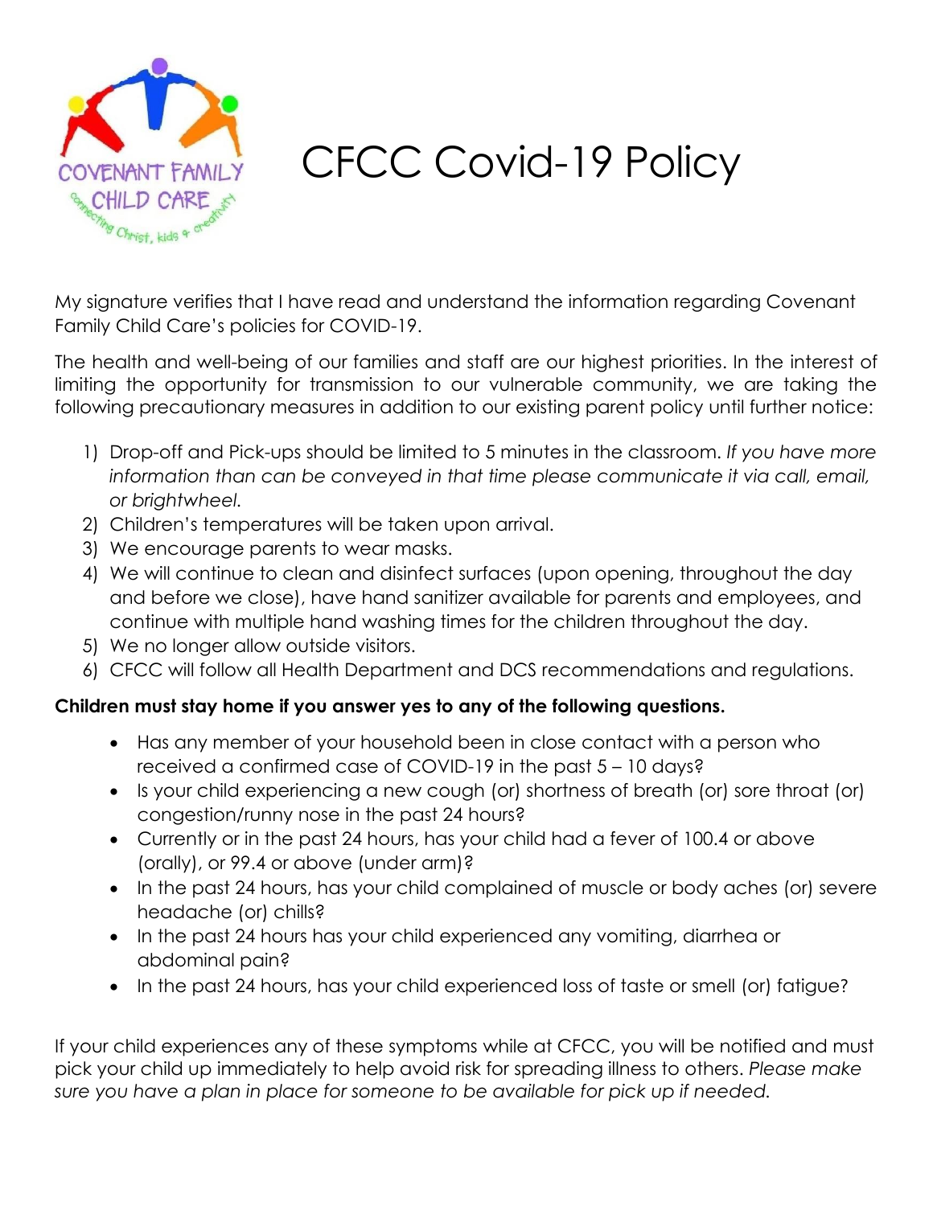# CFCC Covid-19 Policy

My signature verifies that I have read and understand the information regarding Covenant Family Child Care's policies for COVID-19.

The health and well-being of our families and staff are our highest priorities. In the interest of limiting the opportunity for transmission to our vulnerable community, we are taking the following precautionary measures in addition to our existing parent policy until further notice:

1) Drop-off and Pick-ups should be limited to 5 minutes in the classroom. *If you have more information than can be conveyed in that time please communicate it via call, email, or brightwheel.*
2) Children's temperatures will be taken upon arrival.
3) We encourage parents to wear masks.
4) We will continue to clean and disinfect surfaces (upon opening, throughout the day and before we close), have hand sanitizer available for parents and employees, and continue with multiple hand washing times for the children throughout the day.
5) We no longer allow outside visitors.
6) CFCC will follow all Health Department and DCS recommendations and regulations.

**Children must stay home if you answer yes to any of the following questions.**

- Has any member of your household been in close contact with a person who received a confirmed case of COVID-19 in the past 5 – 10 days?
- Is your child experiencing a new cough (or) shortness of breath (or) sore throat (or) congestion/runny nose in the past 24 hours?
- Currently or in the past 24 hours, has your child had a fever of 100.4 or above (orally), or 99.4 or above (under arm)?
- In the past 24 hours, has your child complained of muscle or body aches (or) severe headache (or) chills?
- In the past 24 hours has your child experienced any vomiting, diarrhea or abdominal pain?
- In the past 24 hours, has your child experienced loss of taste or smell (or) fatigue?

If your child experiences any of these symptoms while at CFCC, you will be notified and must pick your child up immediately to help avoid risk for spreading illness to others. *Please make sure you have a plan in place for someone to be available for pick up if needed.*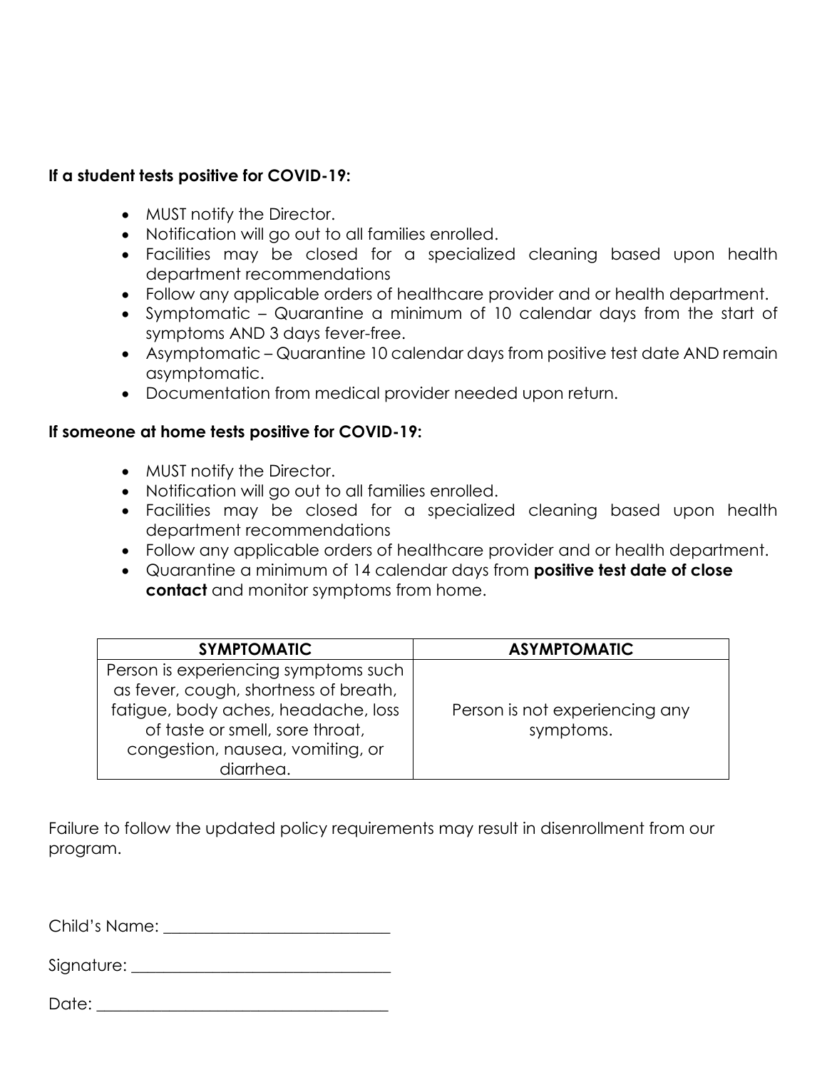**If a student tests positive for COVID-19:**

- MUST notify the Director.
- Notification will go out to all families enrolled.
- Facilities may be closed for a specialized cleaning based upon health department recommendations
- Follow any applicable orders of healthcare provider and or health department.
- Symptomatic – Quarantine a minimum of 10 calendar days from the start of symptoms AND 3 days fever-free.
- Asymptomatic – Quarantine 10 calendar days from positive test date AND remain asymptomatic.
- Documentation from medical provider needed upon return.

**If someone at home tests positive for COVID-19:**

- MUST notify the Director.
- Notification will go out to all families enrolled.
- Facilities may be closed for a specialized cleaning based upon health department recommendations
- Follow any applicable orders of healthcare provider and or health department.
- Quarantine a minimum of 14 calendar days from **positive test date of close contact** and monitor symptoms from home.

| SYMPTOMATIC | ASYMPTOMATIC |
| --- | --- |
| Person is experiencing symptoms such as fever, cough, shortness of breath, fatigue, body aches, headache, loss of taste or smell, sore throat, congestion, nausea, vomiting, or diarrhea. | Person is not experiencing any symptoms. |

Failure to follow the updated policy requirements may result in disenrollment from our program.

Child's Name: ____________________________

Signature: ________________________________

Date: ____________________________________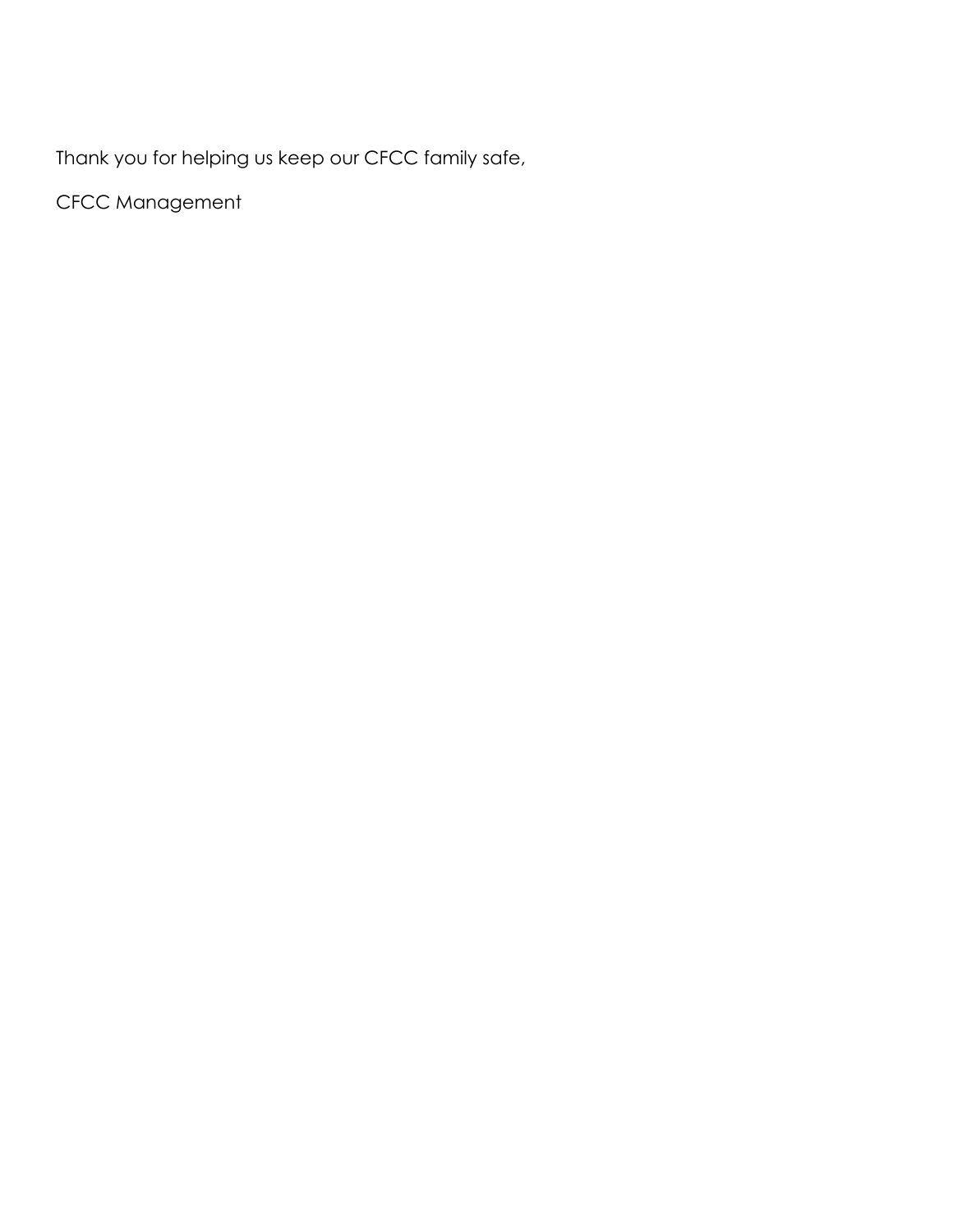Thank you for helping us keep our CFCC family safe,

CFCC Management